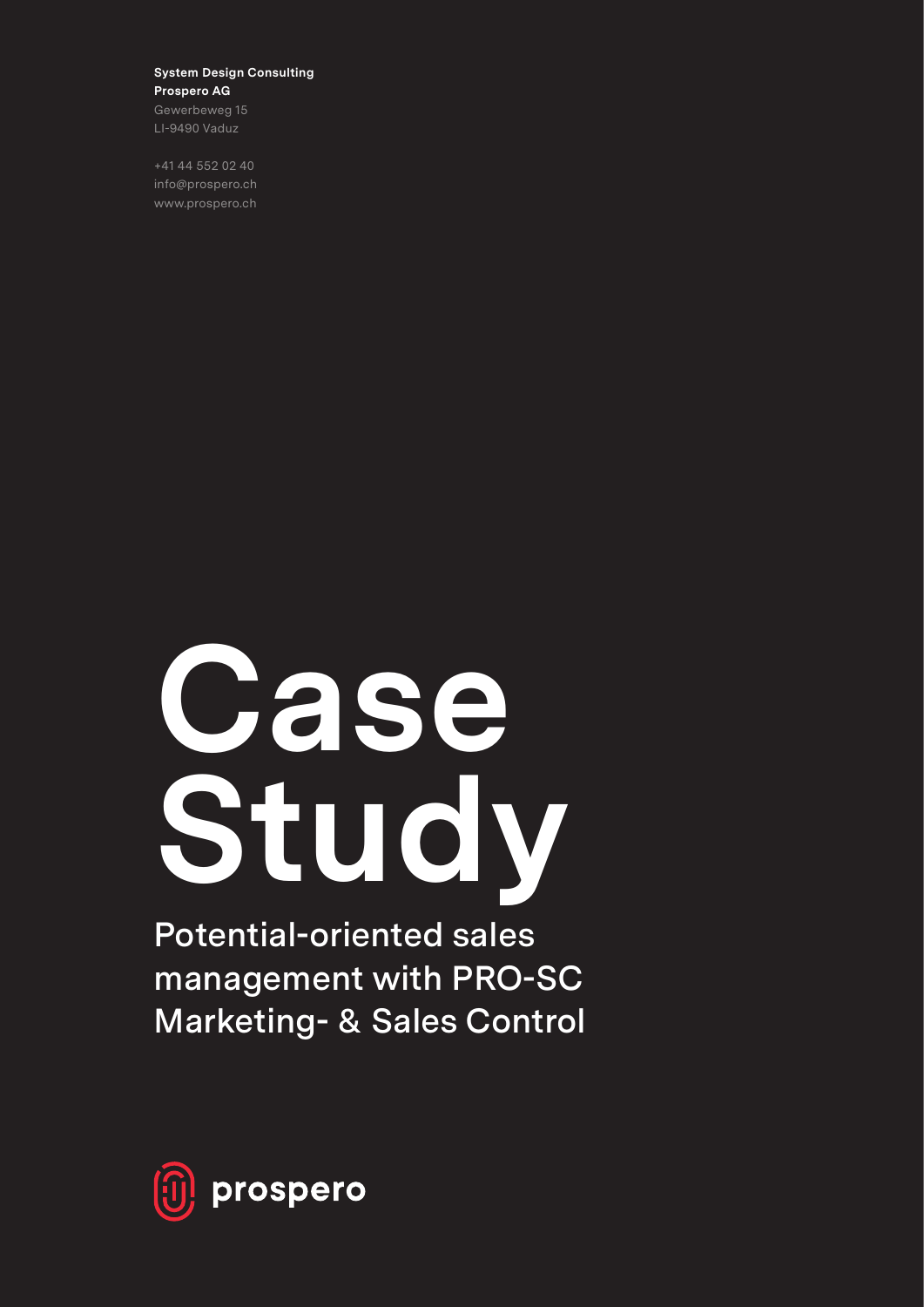**System Design Consulting**
**Prospero AG**
Gewerbeweg 15
LI-9490 Vaduz

+41 44 552 02 40
info@prospero.ch
www.prospero.ch

# Case Study

## Potential-oriented sales management with PRO-SC Marketing- & Sales Control

prospero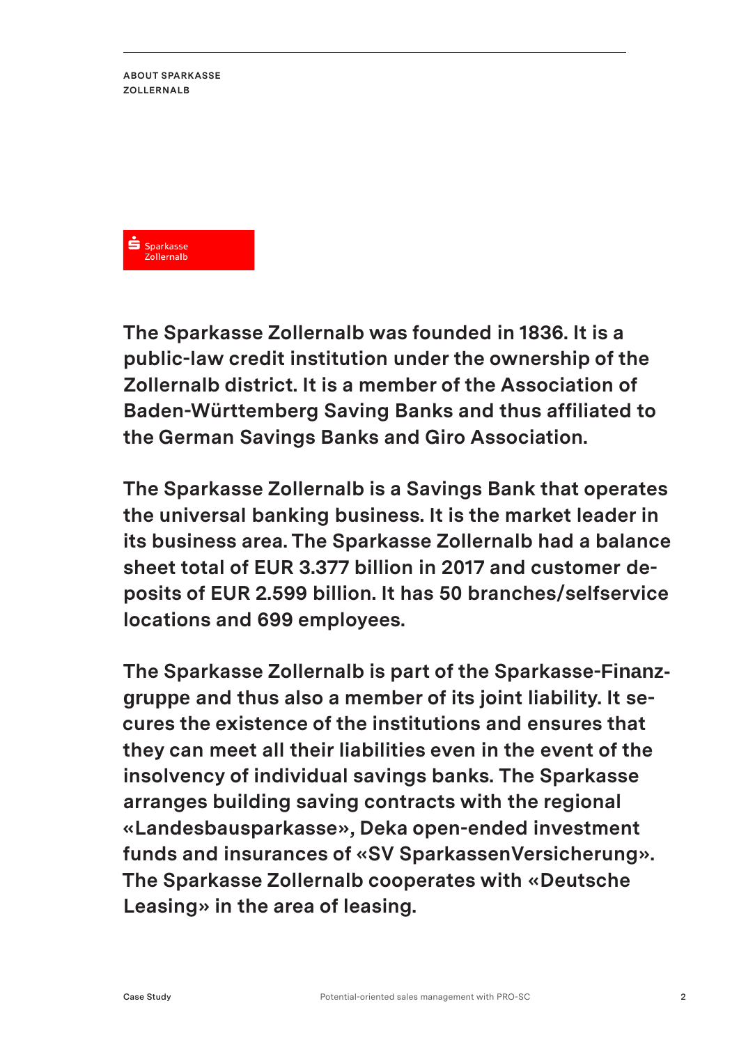## ABOUT SPARKASSE ZOLLERNALB

Sparkasse Zollernalb

**The Sparkasse Zollernalb was founded in 1836. It is a public-law credit institution under the ownership of the Zollernalb district. It is a member of the Association of Baden-Württemberg Saving Banks and thus affiliated to the German Savings Banks and Giro Association.**

**The Sparkasse Zollernalb is a Savings Bank that operates the universal banking business. It is the market leader in its business area. The Sparkasse Zollernalb had a balance sheet total of EUR 3.377 billion in 2017 and customer deposits of EUR 2.599 billion. It has 50 branches/selfservice locations and 699 employees.**

**The Sparkasse Zollernalb is part of the Sparkasse-Finanzgruppe and thus also a member of its joint liability. It secures the existence of the institutions and ensures that they can meet all their liabilities even in the event of the insolvency of individual savings banks. The Sparkasse arranges building saving contracts with the regional «Landesbausparkasse», Deka open-ended investment funds and insurances of «SV SparkassenVersicherung». The Sparkasse Zollernalb cooperates with «Deutsche Leasing» in the area of leasing.**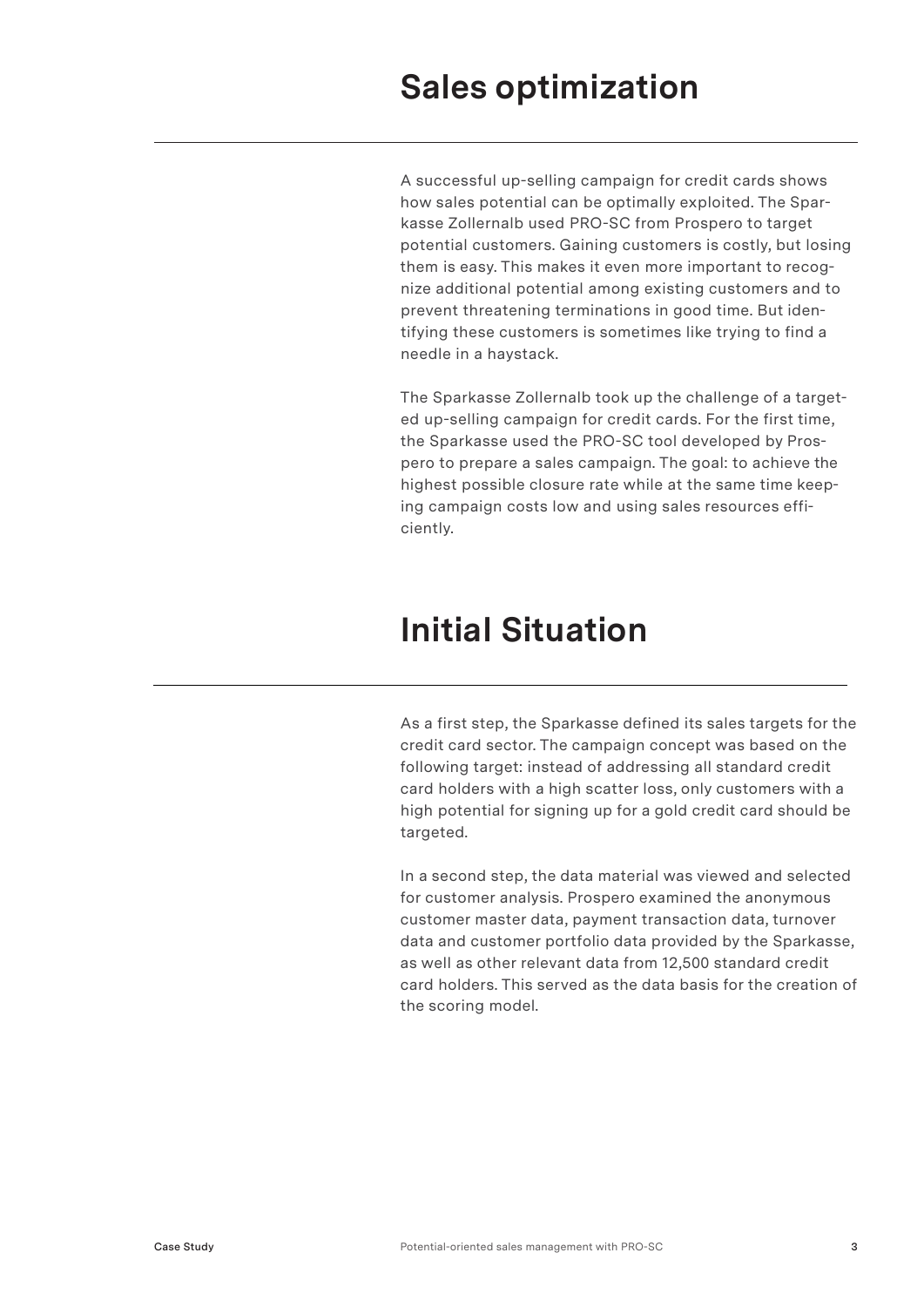# Sales optimization

A successful up-selling campaign for credit cards shows how sales potential can be optimally exploited. The Sparkasse Zollernalb used PRO-SC from Prospero to target potential customers. Gaining customers is costly, but losing them is easy. This makes it even more important to recognize additional potential among existing customers and to prevent threatening terminations in good time. But identifying these customers is sometimes like trying to find a needle in a haystack.

The Sparkasse Zollernalb took up the challenge of a targeted up-selling campaign for credit cards. For the first time, the Sparkasse used the PRO-SC tool developed by Prospero to prepare a sales campaign. The goal: to achieve the highest possible closure rate while at the same time keeping campaign costs low and using sales resources efficiently.

# Initial Situation

As a first step, the Sparkasse defined its sales targets for the credit card sector. The campaign concept was based on the following target: instead of addressing all standard credit card holders with a high scatter loss, only customers with a high potential for signing up for a gold credit card should be targeted.

In a second step, the data material was viewed and selected for customer analysis. Prospero examined the anonymous customer master data, payment transaction data, turnover data and customer portfolio data provided by the Sparkasse, as well as other relevant data from 12,500 standard credit card holders. This served as the data basis for the creation of the scoring model.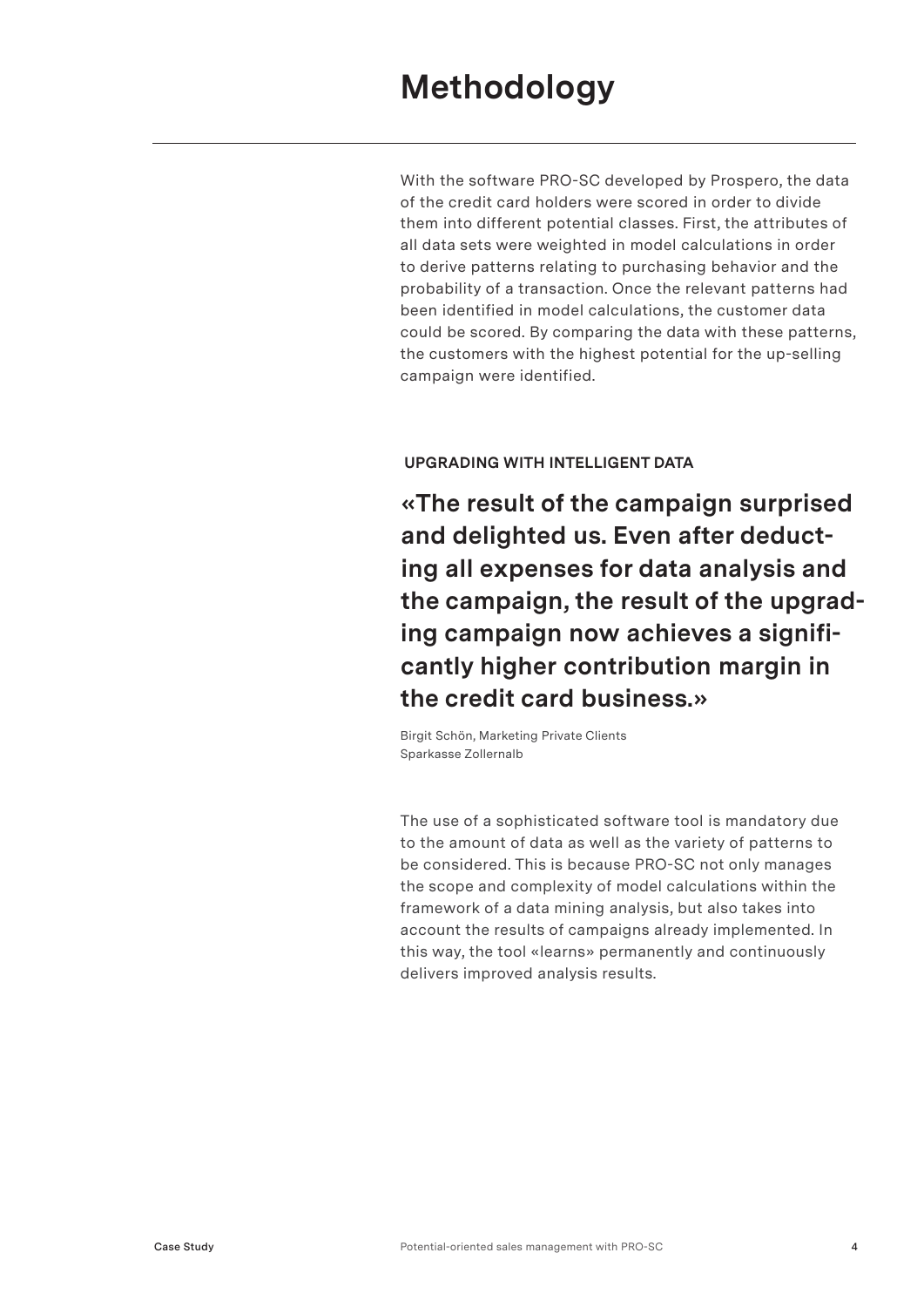# Methodology

With the software PRO-SC developed by Prospero, the data of the credit card holders were scored in order to divide them into different potential classes. First, the attributes of all data sets were weighted in model calculations in order to derive patterns relating to purchasing behavior and the probability of a transaction. Once the relevant patterns had been identified in model calculations, the customer data could be scored. By comparing the data with these patterns, the customers with the highest potential for the up-selling campaign were identified.

### UPGRADING WITH INTELLIGENT DATA

**«The result of the campaign surprised and delighted us. Even after deducting all expenses for data analysis and the campaign, the result of the upgrading campaign now achieves a significantly higher contribution margin in the credit card business.»**

Birgit Schön, Marketing Private Clients
Sparkasse Zollernalb

The use of a sophisticated software tool is mandatory due to the amount of data as well as the variety of patterns to be considered. This is because PRO-SC not only manages the scope and complexity of model calculations within the framework of a data mining analysis, but also takes into account the results of campaigns already implemented. In this way, the tool «learns» permanently and continuously delivers improved analysis results.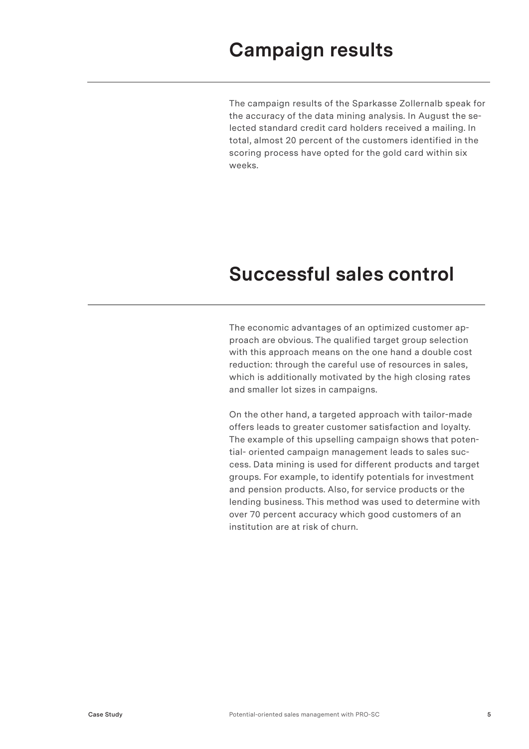## Campaign results

The campaign results of the Sparkasse Zollernalb speak for the accuracy of the data mining analysis. In August the selected standard credit card holders received a mailing. In total, almost 20 percent of the customers identified in the scoring process have opted for the gold card within six weeks.

## Successful sales control

The economic advantages of an optimized customer approach are obvious. The qualified target group selection with this approach means on the one hand a double cost reduction: through the careful use of resources in sales, which is additionally motivated by the high closing rates and smaller lot sizes in campaigns.

On the other hand, a targeted approach with tailor-made offers leads to greater customer satisfaction and loyalty. The example of this upselling campaign shows that potential- oriented campaign management leads to sales success. Data mining is used for different products and target groups. For example, to identify potentials for investment and pension products. Also, for service products or the lending business. This method was used to determine with over 70 percent accuracy which good customers of an institution are at risk of churn.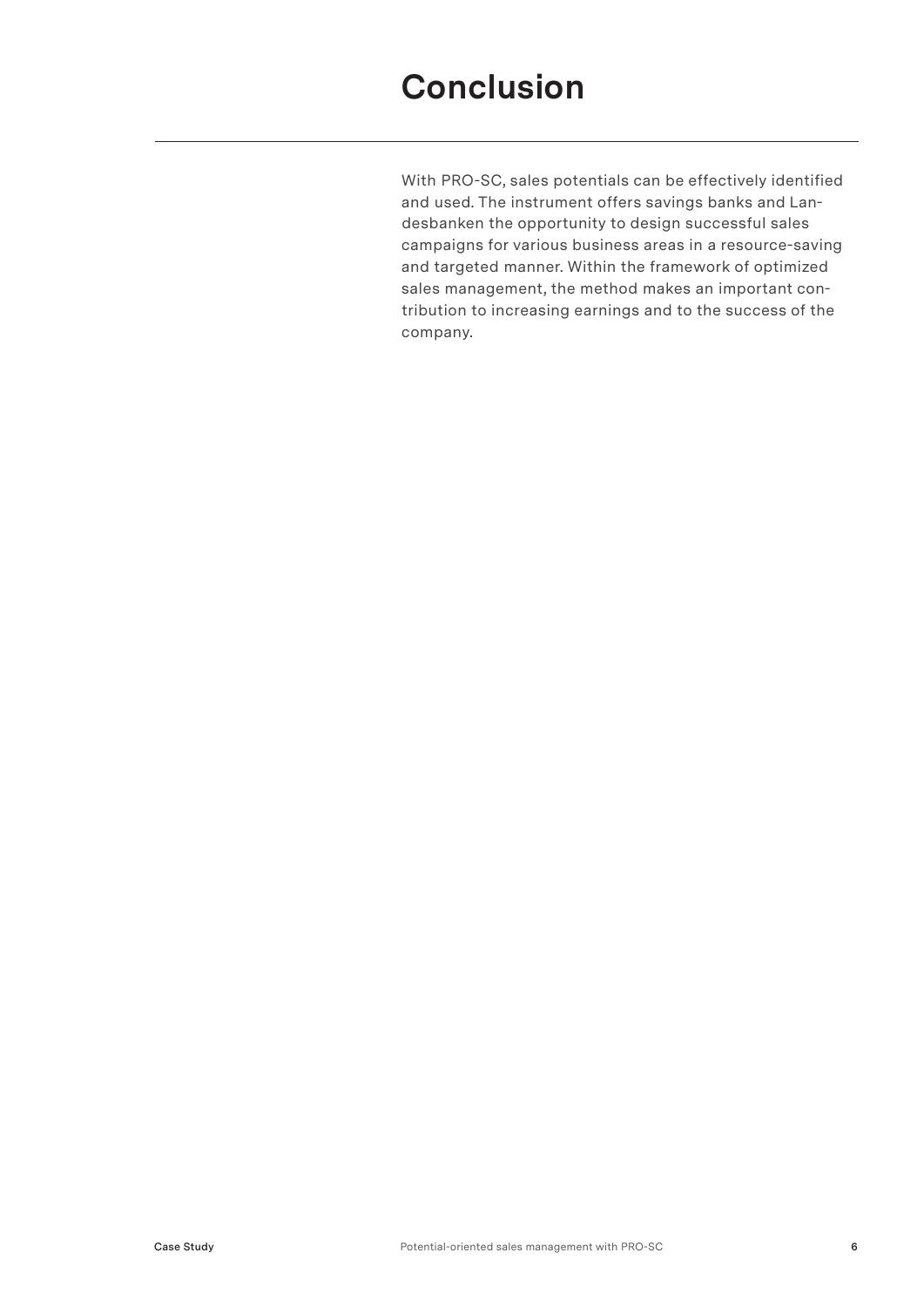# Conclusion

With PRO-SC, sales potentials can be effectively identified and used. The instrument offers savings banks and Landesbanken the opportunity to design successful sales campaigns for various business areas in a resource-saving and targeted manner. Within the framework of optimized sales management, the method makes an important contribution to increasing earnings and to the success of the company.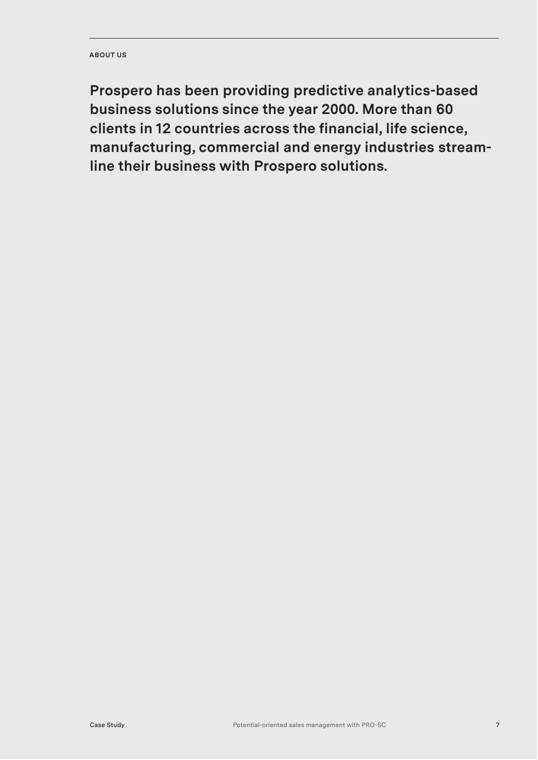ABOUT US

**Prospero has been providing predictive analytics-based business solutions since the year 2000. More than 60 clients in 12 countries across the financial, life science, manufacturing, commercial and energy industries streamline their business with Prospero solutions.**